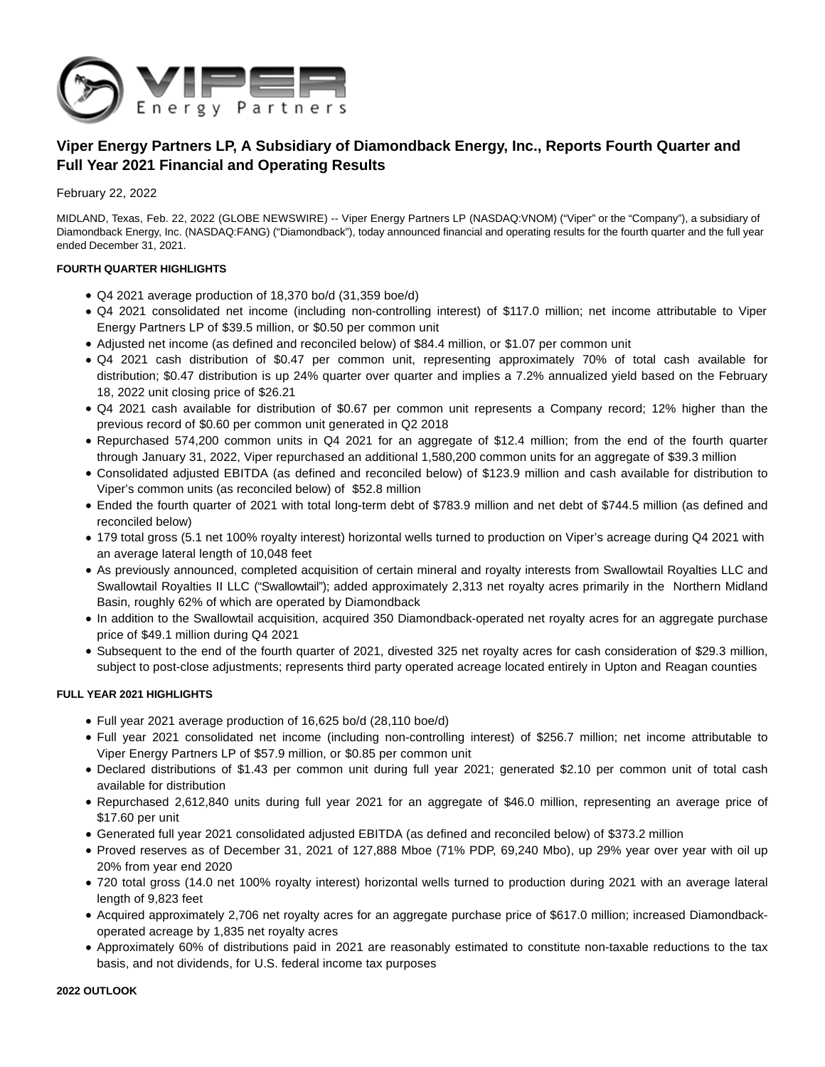# Viper Energy Partners LP, A Subsidiary of Diamondback Energy, Inc., Reports Fourth Quarter and Full Year 2021 Financial and Operating Results

February 22, 2022

MIDLAND, Texas, Feb. 22, 2022 (GLOBE NEWSWIRE) -- Viper Energy Partners LP (NASDAQ:VNOM) ("Viper" or the "Company"), a subsidiary of Diamondback Energy, Inc. (NASDAQ:FANG) ("Diamondback"), today announced financial and operating results for the fourth quarter and the full year ended December 31, 2021.

**FOURTH QUARTER HIGHLIGHTS**

- Q4 2021 average production of 18,370 bo/d (31,359 boe/d)
- Q4 2021 consolidated net income (including non-controlling interest) of $117.0 million; net income attributable to Viper Energy Partners LP of $39.5 million, or $0.50 per common unit
- Adjusted net income (as defined and reconciled below) of $84.4 million, or $1.07 per common unit
- Q4 2021 cash distribution of $0.47 per common unit, representing approximately 70% of total cash available for distribution; $0.47 distribution is up 24% quarter over quarter and implies a 7.2% annualized yield based on the February 18, 2022 unit closing price of $26.21
- Q4 2021 cash available for distribution of $0.67 per common unit represents a Company record; 12% higher than the previous record of $0.60 per common unit generated in Q2 2018
- Repurchased 574,200 common units in Q4 2021 for an aggregate of $12.4 million; from the end of the fourth quarter through January 31, 2022, Viper repurchased an additional 1,580,200 common units for an aggregate of $39.3 million
- Consolidated adjusted EBITDA (as defined and reconciled below) of $123.9 million and cash available for distribution to Viper's common units (as reconciled below) of $52.8 million
- Ended the fourth quarter of 2021 with total long-term debt of $783.9 million and net debt of $744.5 million (as defined and reconciled below)
- 179 total gross (5.1 net 100% royalty interest) horizontal wells turned to production on Viper's acreage during Q4 2021 with an average lateral length of 10,048 feet
- As previously announced, completed acquisition of certain mineral and royalty interests from Swallowtail Royalties LLC and Swallowtail Royalties II LLC ("Swallowtail"); added approximately 2,313 net royalty acres primarily in the Northern Midland Basin, roughly 62% of which are operated by Diamondback
- In addition to the Swallowtail acquisition, acquired 350 Diamondback-operated net royalty acres for an aggregate purchase price of $49.1 million during Q4 2021
- Subsequent to the end of the fourth quarter of 2021, divested 325 net royalty acres for cash consideration of $29.3 million, subject to post-close adjustments; represents third party operated acreage located entirely in Upton and Reagan counties

**FULL YEAR 2021 HIGHLIGHTS**

- Full year 2021 average production of 16,625 bo/d (28,110 boe/d)
- Full year 2021 consolidated net income (including non-controlling interest) of $256.7 million; net income attributable to Viper Energy Partners LP of $57.9 million, or $0.85 per common unit
- Declared distributions of $1.43 per common unit during full year 2021; generated $2.10 per common unit of total cash available for distribution
- Repurchased 2,612,840 units during full year 2021 for an aggregate of $46.0 million, representing an average price of $17.60 per unit
- Generated full year 2021 consolidated adjusted EBITDA (as defined and reconciled below) of $373.2 million
- Proved reserves as of December 31, 2021 of 127,888 Mboe (71% PDP, 69,240 Mbo), up 29% year over year with oil up 20% from year end 2020
- 720 total gross (14.0 net 100% royalty interest) horizontal wells turned to production during 2021 with an average lateral length of 9,823 feet
- Acquired approximately 2,706 net royalty acres for an aggregate purchase price of $617.0 million; increased Diamondback-operated acreage by 1,835 net royalty acres
- Approximately 60% of distributions paid in 2021 are reasonably estimated to constitute non-taxable reductions to the tax basis, and not dividends, for U.S. federal income tax purposes

**2022 OUTLOOK**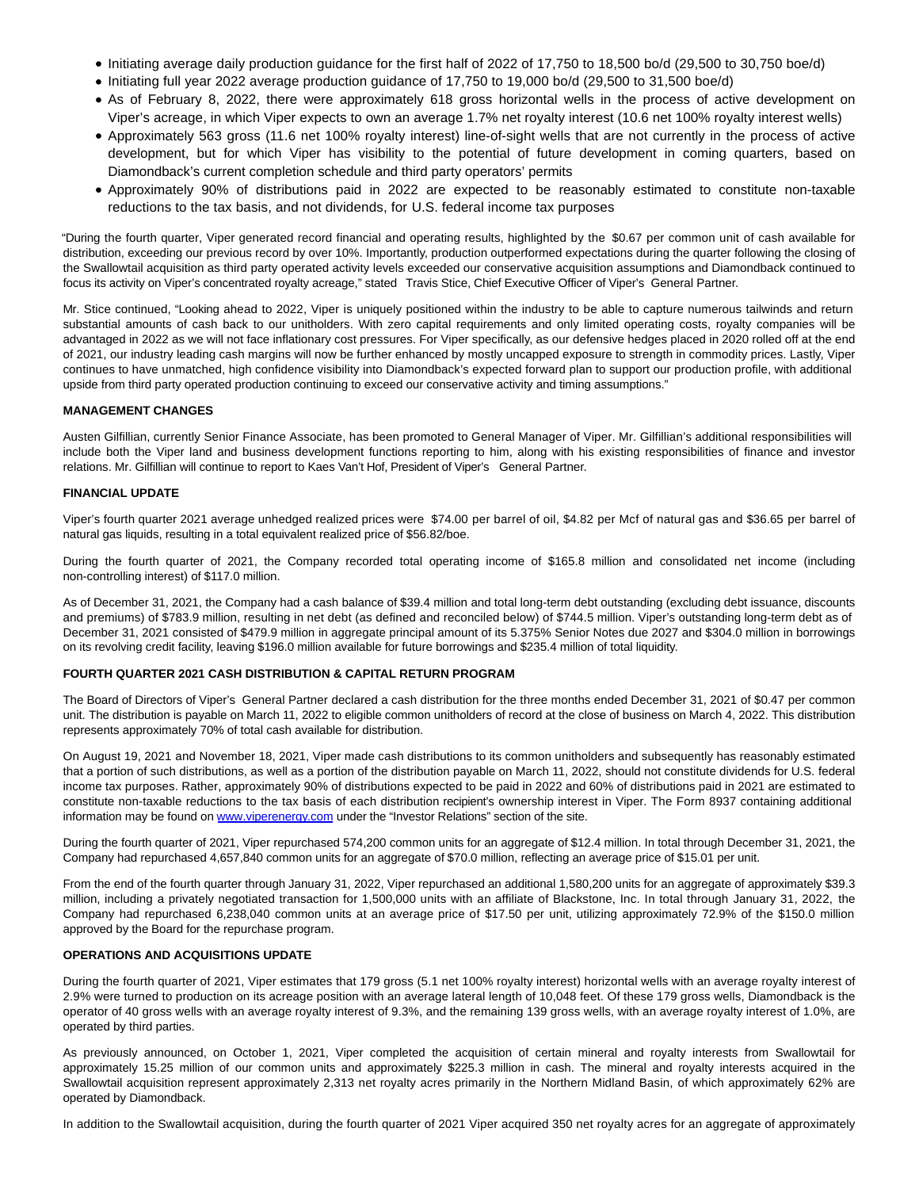- Initiating average daily production guidance for the first half of 2022 of 17,750 to 18,500 bo/d (29,500 to 30,750 boe/d)
- Initiating full year 2022 average production guidance of 17,750 to 19,000 bo/d (29,500 to 31,500 boe/d)
- As of February 8, 2022, there were approximately 618 gross horizontal wells in the process of active development on Viper's acreage, in which Viper expects to own an average 1.7% net royalty interest (10.6 net 100% royalty interest wells)
- Approximately 563 gross (11.6 net 100% royalty interest) line-of-sight wells that are not currently in the process of active development, but for which Viper has visibility to the potential of future development in coming quarters, based on Diamondback's current completion schedule and third party operators' permits
- Approximately 90% of distributions paid in 2022 are expected to be reasonably estimated to constitute non-taxable reductions to the tax basis, and not dividends, for U.S. federal income tax purposes

"During the fourth quarter, Viper generated record financial and operating results, highlighted by the $0.67 per common unit of cash available for distribution, exceeding our previous record by over 10%. Importantly, production outperformed expectations during the quarter following the closing of the Swallowtail acquisition as third party operated activity levels exceeded our conservative acquisition assumptions and Diamondback continued to focus its activity on Viper's concentrated royalty acreage," stated Travis Stice, Chief Executive Officer of Viper's General Partner.

Mr. Stice continued, "Looking ahead to 2022, Viper is uniquely positioned within the industry to be able to capture numerous tailwinds and return substantial amounts of cash back to our unitholders. With zero capital requirements and only limited operating costs, royalty companies will be advantaged in 2022 as we will not face inflationary cost pressures. For Viper specifically, as our defensive hedges placed in 2020 rolled off at the end of 2021, our industry leading cash margins will now be further enhanced by mostly uncapped exposure to strength in commodity prices. Lastly, Viper continues to have unmatched, high confidence visibility into Diamondback's expected forward plan to support our production profile, with additional upside from third party operated production continuing to exceed our conservative activity and timing assumptions."

**MANAGEMENT CHANGES**

Austen Gilfillian, currently Senior Finance Associate, has been promoted to General Manager of Viper. Mr. Gilfillian's additional responsibilities will include both the Viper land and business development functions reporting to him, along with his existing responsibilities of finance and investor relations. Mr. Gilfillian will continue to report to Kaes Van't Hof, President of Viper's General Partner.

**FINANCIAL UPDATE**

Viper's fourth quarter 2021 average unhedged realized prices were $74.00 per barrel of oil, $4.82 per Mcf of natural gas and $36.65 per barrel of natural gas liquids, resulting in a total equivalent realized price of $56.82/boe.

During the fourth quarter of 2021, the Company recorded total operating income of $165.8 million and consolidated net income (including non-controlling interest) of $117.0 million.

As of December 31, 2021, the Company had a cash balance of $39.4 million and total long-term debt outstanding (excluding debt issuance, discounts and premiums) of $783.9 million, resulting in net debt (as defined and reconciled below) of $744.5 million. Viper's outstanding long-term debt as of December 31, 2021 consisted of $479.9 million in aggregate principal amount of its 5.375% Senior Notes due 2027 and $304.0 million in borrowings on its revolving credit facility, leaving $196.0 million available for future borrowings and $235.4 million of total liquidity.

**FOURTH QUARTER 2021 CASH DISTRIBUTION & CAPITAL RETURN PROGRAM**

The Board of Directors of Viper's General Partner declared a cash distribution for the three months ended December 31, 2021 of $0.47 per common unit. The distribution is payable on March 11, 2022 to eligible common unitholders of record at the close of business on March 4, 2022. This distribution represents approximately 70% of total cash available for distribution.

On August 19, 2021 and November 18, 2021, Viper made cash distributions to its common unitholders and subsequently has reasonably estimated that a portion of such distributions, as well as a portion of the distribution payable on March 11, 2022, should not constitute dividends for U.S. federal income tax purposes. Rather, approximately 90% of distributions expected to be paid in 2022 and 60% of distributions paid in 2021 are estimated to constitute non-taxable reductions to the tax basis of each distribution recipient's ownership interest in Viper. The Form 8937 containing additional information may be found on www.viperenergy.com under the "Investor Relations" section of the site.

During the fourth quarter of 2021, Viper repurchased 574,200 common units for an aggregate of $12.4 million. In total through December 31, 2021, the Company had repurchased 4,657,840 common units for an aggregate of $70.0 million, reflecting an average price of $15.01 per unit.

From the end of the fourth quarter through January 31, 2022, Viper repurchased an additional 1,580,200 units for an aggregate of approximately $39.3 million, including a privately negotiated transaction for 1,500,000 units with an affiliate of Blackstone, Inc. In total through January 31, 2022, the Company had repurchased 6,238,040 common units at an average price of $17.50 per unit, utilizing approximately 72.9% of the $150.0 million approved by the Board for the repurchase program.

**OPERATIONS AND ACQUISITIONS UPDATE**

During the fourth quarter of 2021, Viper estimates that 179 gross (5.1 net 100% royalty interest) horizontal wells with an average royalty interest of 2.9% were turned to production on its acreage position with an average lateral length of 10,048 feet. Of these 179 gross wells, Diamondback is the operator of 40 gross wells with an average royalty interest of 9.3%, and the remaining 139 gross wells, with an average royalty interest of 1.0%, are operated by third parties.

As previously announced, on October 1, 2021, Viper completed the acquisition of certain mineral and royalty interests from Swallowtail for approximately 15.25 million of our common units and approximately $225.3 million in cash. The mineral and royalty interests acquired in the Swallowtail acquisition represent approximately 2,313 net royalty acres primarily in the Northern Midland Basin, of which approximately 62% are operated by Diamondback.

In addition to the Swallowtail acquisition, during the fourth quarter of 2021 Viper acquired 350 net royalty acres for an aggregate of approximately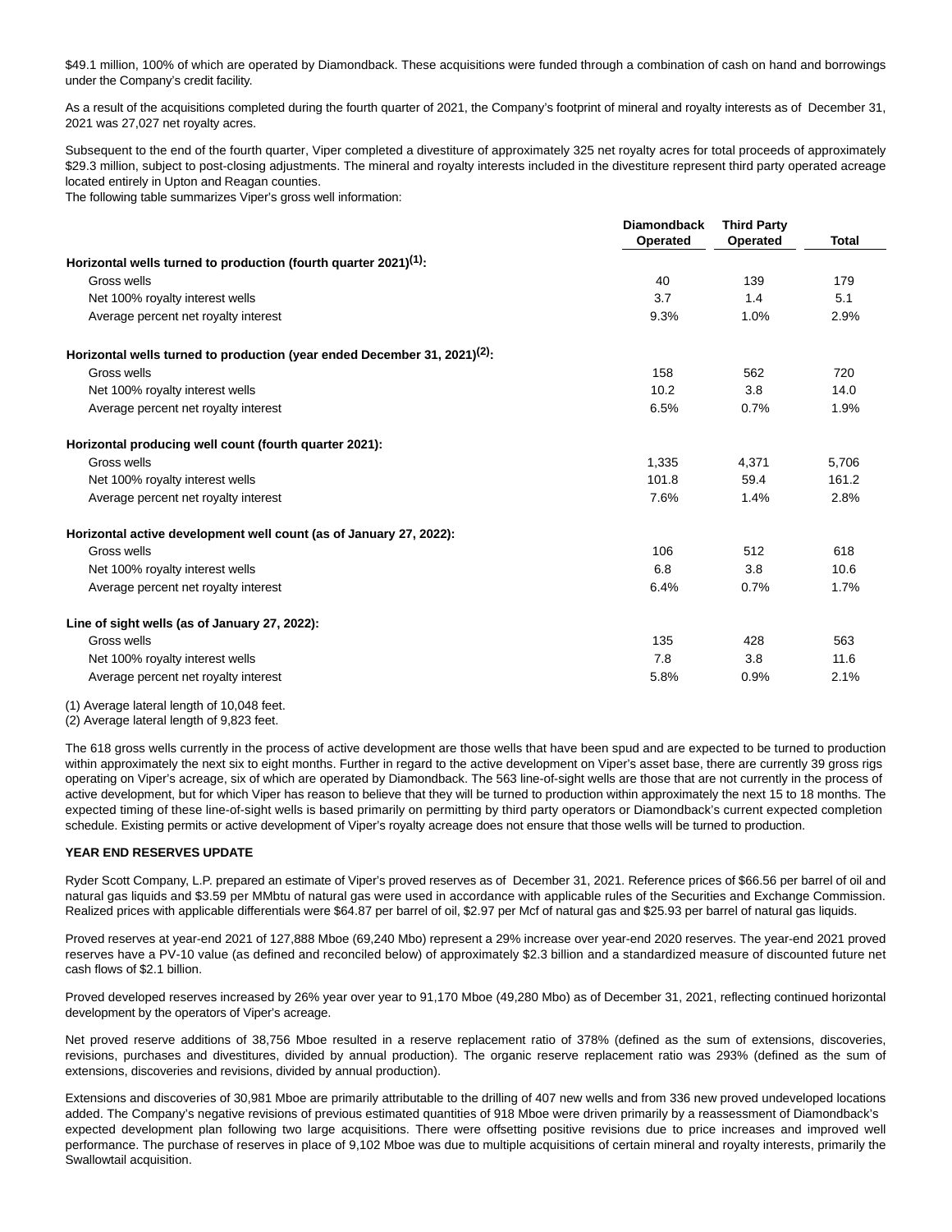$49.1 million, 100% of which are operated by Diamondback. These acquisitions were funded through a combination of cash on hand and borrowings under the Company's credit facility.

As a result of the acquisitions completed during the fourth quarter of 2021, the Company's footprint of mineral and royalty interests as of December 31, 2021 was 27,027 net royalty acres.

Subsequent to the end of the fourth quarter, Viper completed a divestiture of approximately 325 net royalty acres for total proceeds of approximately $29.3 million, subject to post-closing adjustments. The mineral and royalty interests included in the divestiture represent third party operated acreage located entirely in Upton and Reagan counties.

The following table summarizes Viper's gross well information:

| | Diamondback Operated | Third Party Operated | Total |
|---|---|---|---|
| **Horizontal wells turned to production (fourth quarter 2021)[1]:** | | | |
| Gross wells | 40 | 139 | 179 |
| Net 100% royalty interest wells | 3.7 | 1.4 | 5.1 |
| Average percent net royalty interest | 9.3% | 1.0% | 2.9% |
| **Horizontal wells turned to production (year ended December 31, 2021)[2]:** | | | |
| Gross wells | 158 | 562 | 720 |
| Net 100% royalty interest wells | 10.2 | 3.8 | 14.0 |
| Average percent net royalty interest | 6.5% | 0.7% | 1.9% |
| **Horizontal producing well count (fourth quarter 2021):** | | | |
| Gross wells | 1,335 | 4,371 | 5,706 |
| Net 100% royalty interest wells | 101.8 | 59.4 | 161.2 |
| Average percent net royalty interest | 7.6% | 1.4% | 2.8% |
| **Horizontal active development well count (as of January 27, 2022):** | | | |
| Gross wells | 106 | 512 | 618 |
| Net 100% royalty interest wells | 6.8 | 3.8 | 10.6 |
| Average percent net royalty interest | 6.4% | 0.7% | 1.7% |
| **Line of sight wells (as of January 27, 2022):** | | | |
| Gross wells | 135 | 428 | 563 |
| Net 100% royalty interest wells | 7.8 | 3.8 | 11.6 |
| Average percent net royalty interest | 5.8% | 0.9% | 2.1% |

(1) Average lateral length of 10,048 feet.
(2) Average lateral length of 9,823 feet.

The 618 gross wells currently in the process of active development are those wells that have been spud and are expected to be turned to production within approximately the next six to eight months. Further in regard to the active development on Viper's asset base, there are currently 39 gross rigs operating on Viper's acreage, six of which are operated by Diamondback. The 563 line-of-sight wells are those that are not currently in the process of active development, but for which Viper has reason to believe that they will be turned to production within approximately the next 15 to 18 months. The expected timing of these line-of-sight wells is based primarily on permitting by third party operators or Diamondback's current expected completion schedule. Existing permits or active development of Viper's royalty acreage does not ensure that those wells will be turned to production.

**YEAR END RESERVES UPDATE**

Ryder Scott Company, L.P. prepared an estimate of Viper's proved reserves as of December 31, 2021. Reference prices of $66.56 per barrel of oil and natural gas liquids and $3.59 per MMbtu of natural gas were used in accordance with applicable rules of the Securities and Exchange Commission. Realized prices with applicable differentials were $64.87 per barrel of oil, $2.97 per Mcf of natural gas and $25.93 per barrel of natural gas liquids.

Proved reserves at year-end 2021 of 127,888 Mboe (69,240 Mbo) represent a 29% increase over year-end 2020 reserves. The year-end 2021 proved reserves have a PV-10 value (as defined and reconciled below) of approximately $2.3 billion and a standardized measure of discounted future net cash flows of $2.1 billion.

Proved developed reserves increased by 26% year over year to 91,170 Mboe (49,280 Mbo) as of December 31, 2021, reflecting continued horizontal development by the operators of Viper's acreage.

Net proved reserve additions of 38,756 Mboe resulted in a reserve replacement ratio of 378% (defined as the sum of extensions, discoveries, revisions, purchases and divestitures, divided by annual production). The organic reserve replacement ratio was 293% (defined as the sum of extensions, discoveries and revisions, divided by annual production).

Extensions and discoveries of 30,981 Mboe are primarily attributable to the drilling of 407 new wells and from 336 new proved undeveloped locations added. The Company's negative revisions of previous estimated quantities of 918 Mboe were driven primarily by a reassessment of Diamondback's expected development plan following two large acquisitions. There were offsetting positive revisions due to price increases and improved well performance. The purchase of reserves in place of 9,102 Mboe was due to multiple acquisitions of certain mineral and royalty interests, primarily the Swallowtail acquisition.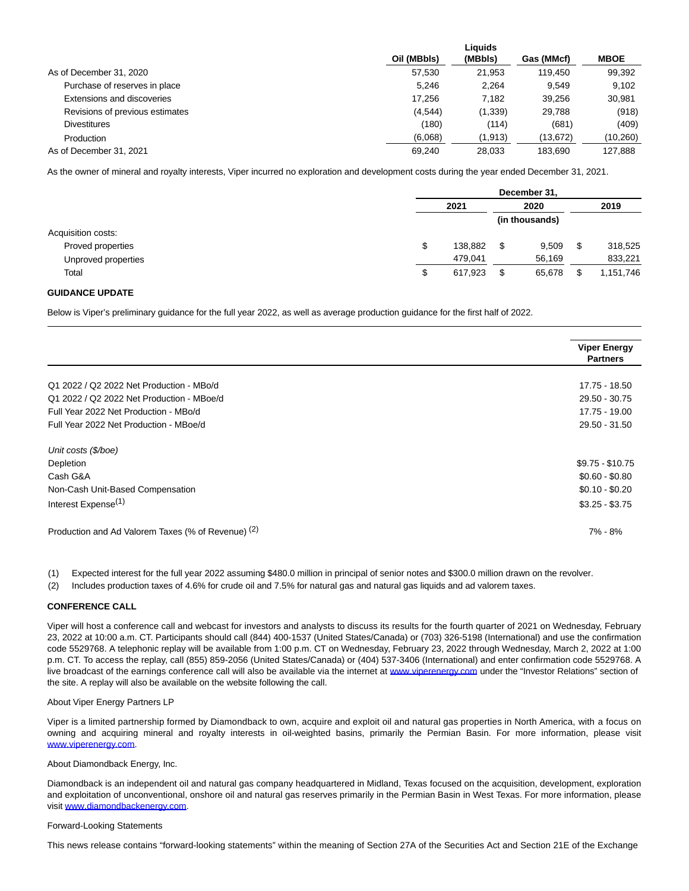|  | Oil (MBbls) | Liquids (MBbls) | Gas (MMcf) | MBOE |
|---|---|---|---|---|
| As of December 31, 2020 | 57,530 | 21,953 | 119,450 | 99,392 |
| Purchase of reserves in place | 5,246 | 2,264 | 9,549 | 9,102 |
| Extensions and discoveries | 17,256 | 7,182 | 39,256 | 30,981 |
| Revisions of previous estimates | (4,544) | (1,339) | 29,788 | (918) |
| Divestitures | (180) | (114) | (681) | (409) |
| Production | (6,068) | (1,913) | (13,672) | (10,260) |
| As of December 31, 2021 | 69,240 | 28,033 | 183,690 | 127,888 |

As the owner of mineral and royalty interests, Viper incurred no exploration and development costs during the year ended December 31, 2021.

|  | December 31, |  |  |
|---|---|---|---|
|  | 2021 | 2020 | 2019 |
|  |  | (in thousands) |  |
| Acquisition costs: |  |  |  |
| Proved properties | $ 138,882 | $ 9,509 | $ 318,525 |
| Unproved properties | 479,041 | 56,169 | 833,221 |
| Total | $ 617,923 | $ 65,678 | $ 1,151,746 |

**GUIDANCE UPDATE**

Below is Viper's preliminary guidance for the full year 2022, as well as average production guidance for the first half of 2022.

|  | Viper Energy Partners |
|---|---|
| Q1 2022 / Q2 2022 Net Production - MBo/d | 17.75 - 18.50 |
| Q1 2022 / Q2 2022 Net Production - MBoe/d | 29.50 - 30.75 |
| Full Year 2022 Net Production - MBo/d | 17.75 - 19.00 |
| Full Year 2022 Net Production - MBoe/d | 29.50 - 31.50 |
| *Unit costs ($/boe)* |  |
| Depletion | $9.75 - $10.75 |
| Cash G&A | $0.60 - $0.80 |
| Non-Cash Unit-Based Compensation | $0.10 - $0.20 |
| Interest Expense(1) | $3.25 - $3.75 |
| Production and Ad Valorem Taxes (% of Revenue) (2) | 7% - 8% |

(1) Expected interest for the full year 2022 assuming $480.0 million in principal of senior notes and $300.0 million drawn on the revolver.

(2) Includes production taxes of 4.6% for crude oil and 7.5% for natural gas and natural gas liquids and ad valorem taxes.

**CONFERENCE CALL**

Viper will host a conference call and webcast for investors and analysts to discuss its results for the fourth quarter of 2021 on Wednesday, February 23, 2022 at 10:00 a.m. CT. Participants should call (844) 400-1537 (United States/Canada) or (703) 326-5198 (International) and use the confirmation code 5529768. A telephonic replay will be available from 1:00 p.m. CT on Wednesday, February 23, 2022 through Wednesday, March 2, 2022 at 1:00 p.m. CT. To access the replay, call (855) 859-2056 (United States/Canada) or (404) 537-3406 (International) and enter confirmation code 5529768. A live broadcast of the earnings conference call will also be available via the internet at www.viperenergy.com under the "Investor Relations" section of the site. A replay will also be available on the website following the call.

About Viper Energy Partners LP

Viper is a limited partnership formed by Diamondback to own, acquire and exploit oil and natural gas properties in North America, with a focus on owning and acquiring mineral and royalty interests in oil-weighted basins, primarily the Permian Basin. For more information, please visit www.viperenergy.com.

About Diamondback Energy, Inc.

Diamondback is an independent oil and natural gas company headquartered in Midland, Texas focused on the acquisition, development, exploration and exploitation of unconventional, onshore oil and natural gas reserves primarily in the Permian Basin in West Texas. For more information, please visit www.diamondbackenergy.com.

Forward-Looking Statements

This news release contains "forward-looking statements" within the meaning of Section 27A of the Securities Act and Section 21E of the Exchange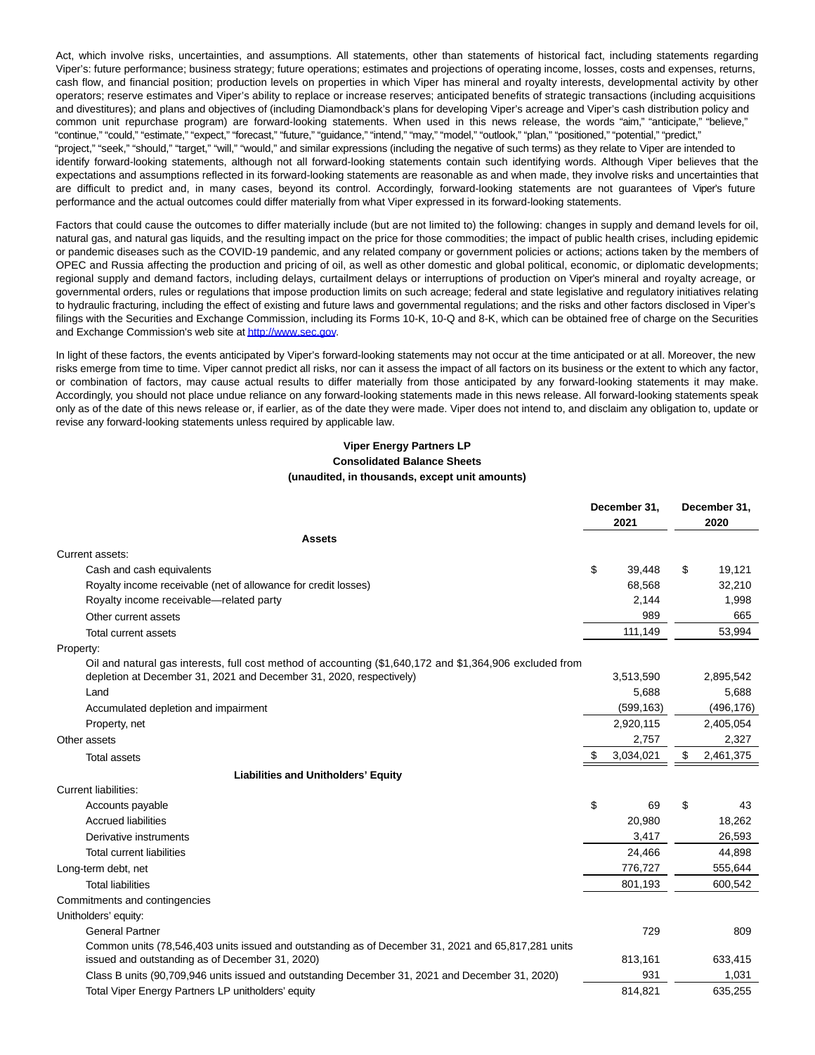Act, which involve risks, uncertainties, and assumptions. All statements, other than statements of historical fact, including statements regarding Viper's: future performance; business strategy; future operations; estimates and projections of operating income, losses, costs and expenses, returns, cash flow, and financial position; production levels on properties in which Viper has mineral and royalty interests, developmental activity by other operators; reserve estimates and Viper's ability to replace or increase reserves; anticipated benefits of strategic transactions (including acquisitions and divestitures); and plans and objectives of (including Diamondback's plans for developing Viper's acreage and Viper's cash distribution policy and common unit repurchase program) are forward-looking statements. When used in this news release, the words "aim," "anticipate," "believe," "continue," "could," "estimate," "expect," "forecast," "future," "guidance," "intend," "may," "model," "outlook," "plan," "positioned," "potential," "predict," "project," "seek," "should," "target," "will," "would," and similar expressions (including the negative of such terms) as they relate to Viper are intended to identify forward-looking statements, although not all forward-looking statements contain such identifying words. Although Viper believes that the expectations and assumptions reflected in its forward-looking statements are reasonable as and when made, they involve risks and uncertainties that are difficult to predict and, in many cases, beyond its control. Accordingly, forward-looking statements are not guarantees of Viper's future performance and the actual outcomes could differ materially from what Viper expressed in its forward-looking statements.

Factors that could cause the outcomes to differ materially include (but are not limited to) the following: changes in supply and demand levels for oil, natural gas, and natural gas liquids, and the resulting impact on the price for those commodities; the impact of public health crises, including epidemic or pandemic diseases such as the COVID-19 pandemic, and any related company or government policies or actions; actions taken by the members of OPEC and Russia affecting the production and pricing of oil, as well as other domestic and global political, economic, or diplomatic developments; regional supply and demand factors, including delays, curtailment delays or interruptions of production on Viper's mineral and royalty acreage, or governmental orders, rules or regulations that impose production limits on such acreage; federal and state legislative and regulatory initiatives relating to hydraulic fracturing, including the effect of existing and future laws and governmental regulations; and the risks and other factors disclosed in Viper's filings with the Securities and Exchange Commission, including its Forms 10-K, 10-Q and 8-K, which can be obtained free of charge on the Securities and Exchange Commission's web site at http://www.sec.gov.

In light of these factors, the events anticipated by Viper's forward-looking statements may not occur at the time anticipated or at all. Moreover, the new risks emerge from time to time. Viper cannot predict all risks, nor can it assess the impact of all factors on its business or the extent to which any factor, or combination of factors, may cause actual results to differ materially from those anticipated by any forward-looking statements it may make. Accordingly, you should not place undue reliance on any forward-looking statements made in this news release. All forward-looking statements speak only as of the date of this news release or, if earlier, as of the date they were made. Viper does not intend to, and disclaim any obligation to, update or revise any forward-looking statements unless required by applicable law.

**Viper Energy Partners LP**
**Consolidated Balance Sheets**
**(unaudited, in thousands, except unit amounts)**

| | December 31, 2021 | December 31, 2020 |
|---|---|---|
| **Assets** | | |
| Current assets: | | |
| Cash and cash equivalents | $ 39,448 | $ 19,121 |
| Royalty income receivable (net of allowance for credit losses) | 68,568 | 32,210 |
| Royalty income receivable—related party | 2,144 | 1,998 |
| Other current assets | 989 | 665 |
| Total current assets | 111,149 | 53,994 |
| Property: | | |
| Oil and natural gas interests, full cost method of accounting ($1,640,172 and $1,364,906 excluded from depletion at December 31, 2021 and December 31, 2020, respectively) | 3,513,590 | 2,895,542 |
| Land | 5,688 | 5,688 |
| Accumulated depletion and impairment | (599,163) | (496,176) |
| Property, net | 2,920,115 | 2,405,054 |
| Other assets | 2,757 | 2,327 |
| Total assets | $ 3,034,021 | $ 2,461,375 |
| **Liabilities and Unitholders' Equity** | | |
| Current liabilities: | | |
| Accounts payable | $ 69 | $ 43 |
| Accrued liabilities | 20,980 | 18,262 |
| Derivative instruments | 3,417 | 26,593 |
| Total current liabilities | 24,466 | 44,898 |
| Long-term debt, net | 776,727 | 555,644 |
| Total liabilities | 801,193 | 600,542 |
| Commitments and contingencies | | |
| Unitholders' equity: | | |
| General Partner | 729 | 809 |
| Common units (78,546,403 units issued and outstanding as of December 31, 2021 and 65,817,281 units issued and outstanding as of December 31, 2020) | 813,161 | 633,415 |
| Class B units (90,709,946 units issued and outstanding December 31, 2021 and December 31, 2020) | 931 | 1,031 |
| Total Viper Energy Partners LP unitholders' equity | 814,821 | 635,255 |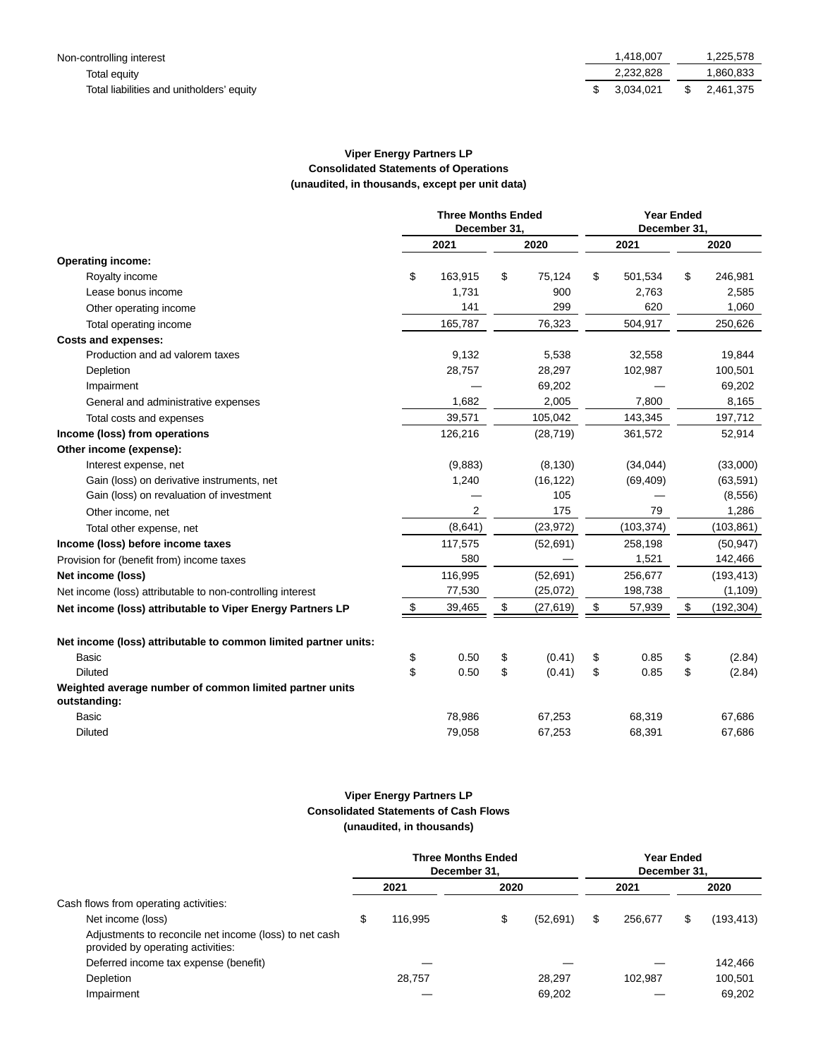| | | |
|---|---|---|
| Non-controlling interest | 1,418,007 | 1,225,578 |
| Total equity | 2,232,828 | 1,860,833 |
| Total liabilities and unitholders' equity | $ 3,034,021 | $ 2,461,375 |

**Viper Energy Partners LP**
**Consolidated Statements of Operations**
**(unaudited, in thousands, except per unit data)**

| | Three Months Ended December 31, | | Year Ended December 31, | |
|---|---|---|---|---|
| | 2021 | 2020 | 2021 | 2020 |
| **Operating income:** | | | | |
| Royalty income | $ 163,915 | $ 75,124 | $ 501,534 | $ 246,981 |
| Lease bonus income | 1,731 | 900 | 2,763 | 2,585 |
| Other operating income | 141 | 299 | 620 | 1,060 |
| Total operating income | 165,787 | 76,323 | 504,917 | 250,626 |
| **Costs and expenses:** | | | | |
| Production and ad valorem taxes | 9,132 | 5,538 | 32,558 | 19,844 |
| Depletion | 28,757 | 28,297 | 102,987 | 100,501 |
| Impairment | — | 69,202 | — | 69,202 |
| General and administrative expenses | 1,682 | 2,005 | 7,800 | 8,165 |
| Total costs and expenses | 39,571 | 105,042 | 143,345 | 197,712 |
| **Income (loss) from operations** | 126,216 | (28,719) | 361,572 | 52,914 |
| **Other income (expense):** | | | | |
| Interest expense, net | (9,883) | (8,130) | (34,044) | (33,000) |
| Gain (loss) on derivative instruments, net | 1,240 | (16,122) | (69,409) | (63,591) |
| Gain (loss) on revaluation of investment | — | 105 | — | (8,556) |
| Other income, net | 2 | 175 | 79 | 1,286 |
| Total other expense, net | (8,641) | (23,972) | (103,374) | (103,861) |
| **Income (loss) before income taxes** | 117,575 | (52,691) | 258,198 | (50,947) |
| Provision for (benefit from) income taxes | 580 | — | 1,521 | 142,466 |
| **Net income (loss)** | 116,995 | (52,691) | 256,677 | (193,413) |
| Net income (loss) attributable to non-controlling interest | 77,530 | (25,072) | 198,738 | (1,109) |
| **Net income (loss) attributable to Viper Energy Partners LP** | $ 39,465 | $ (27,619) | $ 57,939 | $ (192,304) |
| | | | | |
| **Net income (loss) attributable to common limited partner units:** | | | | |
| Basic | $ 0.50 | $ (0.41) | $ 0.85 | $ (2.84) |
| Diluted | $ 0.50 | $ (0.41) | $ 0.85 | $ (2.84) |
| **Weighted average number of common limited partner units outstanding:** | | | | |
| Basic | 78,986 | 67,253 | 68,319 | 67,686 |
| Diluted | 79,058 | 67,253 | 68,391 | 67,686 |

**Viper Energy Partners LP**
**Consolidated Statements of Cash Flows**
**(unaudited, in thousands)**

| | Three Months Ended December 31, | | Year Ended December 31, | |
|---|---|---|---|---|
| | 2021 | 2020 | 2021 | 2020 |
| Cash flows from operating activities: | | | | |
| Net income (loss) | $ 116,995 | $ (52,691) | $ 256,677 | $ (193,413) |
| Adjustments to reconcile net income (loss) to net cash provided by operating activities: | | | | |
| Deferred income tax expense (benefit) | — | — | — | 142,466 |
| Depletion | 28,757 | 28,297 | 102,987 | 100,501 |
| Impairment | — | 69,202 | — | 69,202 |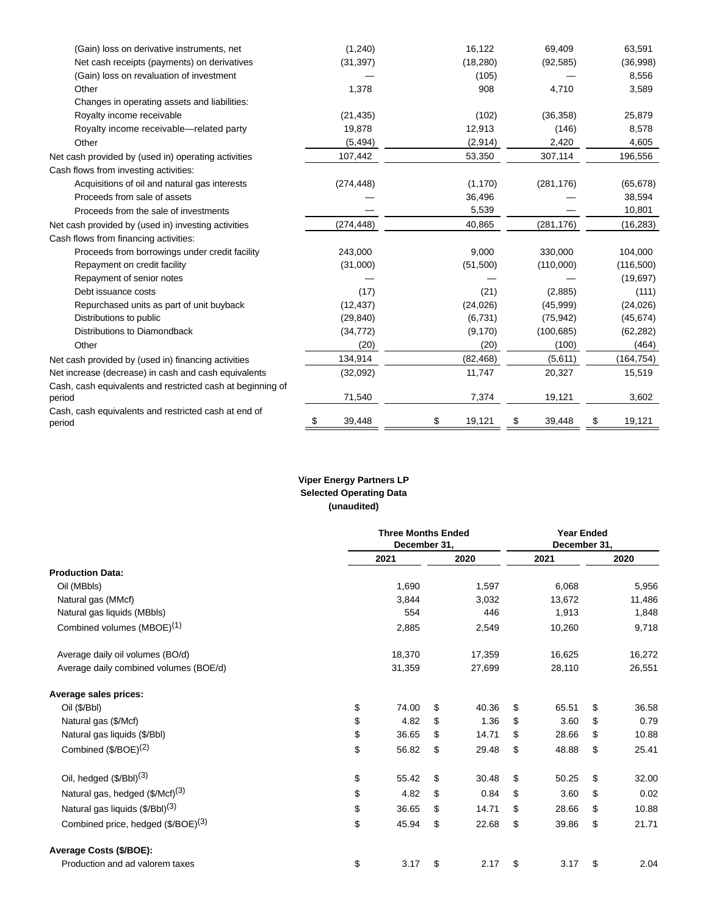| | | | | |
|---|---|---|---|---|
| (Gain) loss on derivative instruments, net | (1,240) | 16,122 | 69,409 | 63,591 |
| Net cash receipts (payments) on derivatives | (31,397) | (18,280) | (92,585) | (36,998) |
| (Gain) loss on revaluation of investment | — | (105) | — | 8,556 |
| Other | 1,378 | 908 | 4,710 | 3,589 |
| Changes in operating assets and liabilities: | | | | |
| Royalty income receivable | (21,435) | (102) | (36,358) | 25,879 |
| Royalty income receivable—related party | 19,878 | 12,913 | (146) | 8,578 |
| Other | (5,494) | (2,914) | 2,420 | 4,605 |
| Net cash provided by (used in) operating activities | 107,442 | 53,350 | 307,114 | 196,556 |
| Cash flows from investing activities: | | | | |
| Acquisitions of oil and natural gas interests | (274,448) | (1,170) | (281,176) | (65,678) |
| Proceeds from sale of assets | — | 36,496 | — | 38,594 |
| Proceeds from the sale of investments | — | 5,539 | — | 10,801 |
| Net cash provided by (used in) investing activities | (274,448) | 40,865 | (281,176) | (16,283) |
| Cash flows from financing activities: | | | | |
| Proceeds from borrowings under credit facility | 243,000 | 9,000 | 330,000 | 104,000 |
| Repayment on credit facility | (31,000) | (51,500) | (110,000) | (116,500) |
| Repayment of senior notes | — | — | — | (19,697) |
| Debt issuance costs | (17) | (21) | (2,885) | (111) |
| Repurchased units as part of unit buyback | (12,437) | (24,026) | (45,999) | (24,026) |
| Distributions to public | (29,840) | (6,731) | (75,942) | (45,674) |
| Distributions to Diamondback | (34,772) | (9,170) | (100,685) | (62,282) |
| Other | (20) | (20) | (100) | (464) |
| Net cash provided by (used in) financing activities | 134,914 | (82,468) | (5,611) | (164,754) |
| Net increase (decrease) in cash and cash equivalents | (32,092) | 11,747 | 20,327 | 15,519 |
| Cash, cash equivalents and restricted cash at beginning of period | 71,540 | 7,374 | 19,121 | 3,602 |
| Cash, cash equivalents and restricted cash at end of period | $ 39,448 | $ 19,121 | $ 39,448 | $ 19,121 |

**Viper Energy Partners LP**
**Selected Operating Data**
**(unaudited)**

| | Three Months Ended December 31, | | Year Ended December 31, | |
|---|---|---|---|---|
| | 2021 | 2020 | 2021 | 2020 |
| **Production Data:** | | | | |
| Oil (MBbls) | 1,690 | 1,597 | 6,068 | 5,956 |
| Natural gas (MMcf) | 3,844 | 3,032 | 13,672 | 11,486 |
| Natural gas liquids (MBbls) | 554 | 446 | 1,913 | 1,848 |
| Combined volumes (MBOE)[1] | 2,885 | 2,549 | 10,260 | 9,718 |
| Average daily oil volumes (BO/d) | 18,370 | 17,359 | 16,625 | 16,272 |
| Average daily combined volumes (BOE/d) | 31,359 | 27,699 | 28,110 | 26,551 |
| **Average sales prices:** | | | | |
| Oil ($/Bbl) | $ 74.00 | $ 40.36 | $ 65.51 | $ 36.58 |
| Natural gas ($/Mcf) | $ 4.82 | $ 1.36 | $ 3.60 | $ 0.79 |
| Natural gas liquids ($/Bbl) | $ 36.65 | $ 14.71 | $ 28.66 | $ 10.88 |
| Combined ($/BOE)[2] | $ 56.82 | $ 29.48 | $ 48.88 | $ 25.41 |
| Oil, hedged ($/Bbl)[3] | $ 55.42 | $ 30.48 | $ 50.25 | $ 32.00 |
| Natural gas, hedged ($/Mcf)[3] | $ 4.82 | $ 0.84 | $ 3.60 | $ 0.02 |
| Natural gas liquids ($/Bbl)[3] | $ 36.65 | $ 14.71 | $ 28.66 | $ 10.88 |
| Combined price, hedged ($/BOE)[3] | $ 45.94 | $ 22.68 | $ 39.86 | $ 21.71 |
| **Average Costs ($/BOE):** | | | | |
| Production and ad valorem taxes | $ 3.17 | $ 2.17 | $ 3.17 | $ 2.04 |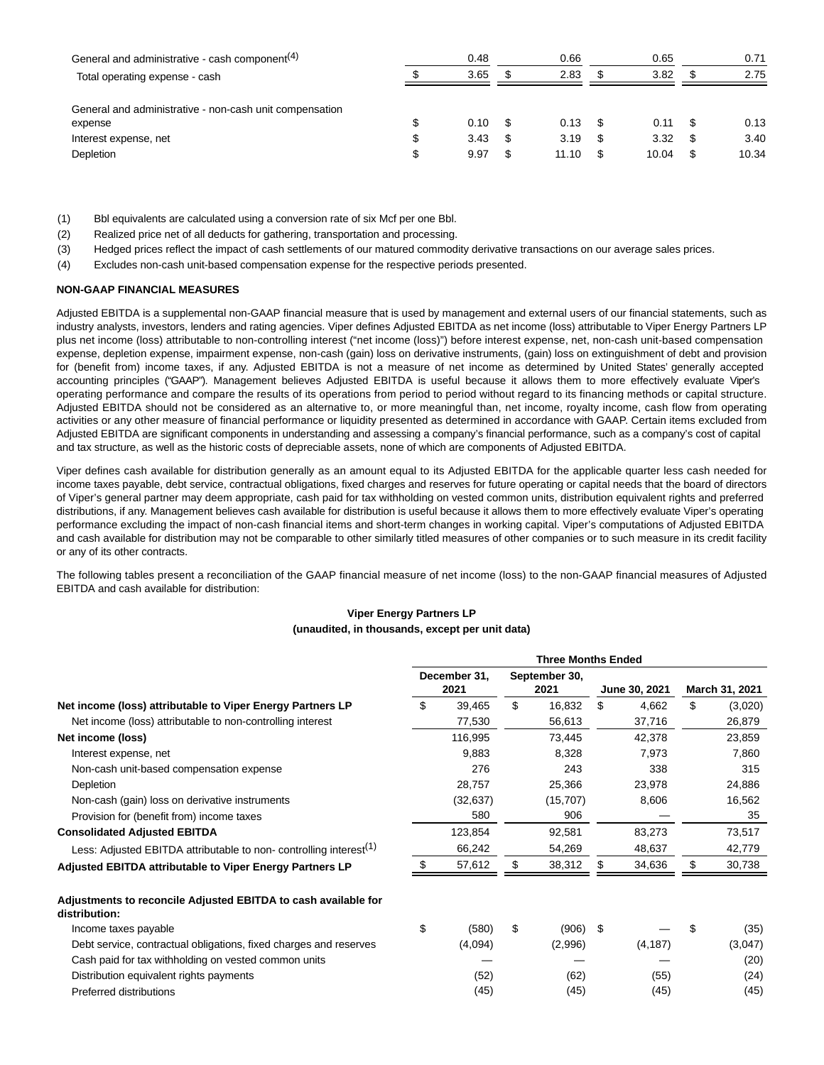| | | | | |
|---|---|---|---|---|
| General and administrative - cash component[(4)] | 0.48 | 0.66 | 0.65 | 0.71 |
| Total operating expense - cash | $ 3.65 | $ 2.83 | $ 3.82 | $ 2.75 |
| | | | | |
| General and administrative - non-cash unit compensation expense | $ 0.10 | $ 0.13 | $ 0.11 | $ 0.13 |
| Interest expense, net | $ 3.43 | $ 3.19 | $ 3.32 | $ 3.40 |
| Depletion | $ 9.97 | $ 11.10 | $ 10.04 | $ 10.34 |

(1) Bbl equivalents are calculated using a conversion rate of six Mcf per one Bbl.

(2) Realized price net of all deducts for gathering, transportation and processing.

(3) Hedged prices reflect the impact of cash settlements of our matured commodity derivative transactions on our average sales prices.

(4) Excludes non-cash unit-based compensation expense for the respective periods presented.

**NON-GAAP FINANCIAL MEASURES**

Adjusted EBITDA is a supplemental non-GAAP financial measure that is used by management and external users of our financial statements, such as industry analysts, investors, lenders and rating agencies. Viper defines Adjusted EBITDA as net income (loss) attributable to Viper Energy Partners LP plus net income (loss) attributable to non-controlling interest ("net income (loss)") before interest expense, net, non-cash unit-based compensation expense, depletion expense, impairment expense, non-cash (gain) loss on derivative instruments, (gain) loss on extinguishment of debt and provision for (benefit from) income taxes, if any. Adjusted EBITDA is not a measure of net income as determined by United States' generally accepted accounting principles ("GAAP"). Management believes Adjusted EBITDA is useful because it allows them to more effectively evaluate Viper's operating performance and compare the results of its operations from period to period without regard to its financing methods or capital structure. Adjusted EBITDA should not be considered as an alternative to, or more meaningful than, net income, royalty income, cash flow from operating activities or any other measure of financial performance or liquidity presented as determined in accordance with GAAP. Certain items excluded from Adjusted EBITDA are significant components in understanding and assessing a company's financial performance, such as a company's cost of capital and tax structure, as well as the historic costs of depreciable assets, none of which are components of Adjusted EBITDA.

Viper defines cash available for distribution generally as an amount equal to its Adjusted EBITDA for the applicable quarter less cash needed for income taxes payable, debt service, contractual obligations, fixed charges and reserves for future operating or capital needs that the board of directors of Viper's general partner may deem appropriate, cash paid for tax withholding on vested common units, distribution equivalent rights and preferred distributions, if any. Management believes cash available for distribution is useful because it allows them to more effectively evaluate Viper's operating performance excluding the impact of non-cash financial items and short-term changes in working capital. Viper's computations of Adjusted EBITDA and cash available for distribution may not be comparable to other similarly titled measures of other companies or to such measure in its credit facility or any of its other contracts.

The following tables present a reconciliation of the GAAP financial measure of net income (loss) to the non-GAAP financial measures of Adjusted EBITDA and cash available for distribution:

**Viper Energy Partners LP**
**(unaudited, in thousands, except per unit data)**

| | Three Months Ended | | | |
|---|---|---|---|---|
| | December 31, 2021 | September 30, 2021 | June 30, 2021 | March 31, 2021 |
| **Net income (loss) attributable to Viper Energy Partners LP** | $ 39,465 | $ 16,832 | $ 4,662 | $ (3,020) |
| Net income (loss) attributable to non-controlling interest | 77,530 | 56,613 | 37,716 | 26,879 |
| **Net income (loss)** | 116,995 | 73,445 | 42,378 | 23,859 |
| Interest expense, net | 9,883 | 8,328 | 7,973 | 7,860 |
| Non-cash unit-based compensation expense | 276 | 243 | 338 | 315 |
| Depletion | 28,757 | 25,366 | 23,978 | 24,886 |
| Non-cash (gain) loss on derivative instruments | (32,637) | (15,707) | 8,606 | 16,562 |
| Provision for (benefit from) income taxes | 580 | 906 | — | 35 |
| **Consolidated Adjusted EBITDA** | 123,854 | 92,581 | 83,273 | 73,517 |
| Less: Adjusted EBITDA attributable to non- controlling interest[(1)] | 66,242 | 54,269 | 48,637 | 42,779 |
| **Adjusted EBITDA attributable to Viper Energy Partners LP** | $ 57,612 | $ 38,312 | $ 34,636 | $ 30,738 |
| | | | | |
| **Adjustments to reconcile Adjusted EBITDA to cash available for distribution:** | | | | |
| Income taxes payable | $ (580) | $ (906) | $ — | $ (35) |
| Debt service, contractual obligations, fixed charges and reserves | (4,094) | (2,996) | (4,187) | (3,047) |
| Cash paid for tax withholding on vested common units | — | — | — | (20) |
| Distribution equivalent rights payments | (52) | (62) | (55) | (24) |
| Preferred distributions | (45) | (45) | (45) | (45) |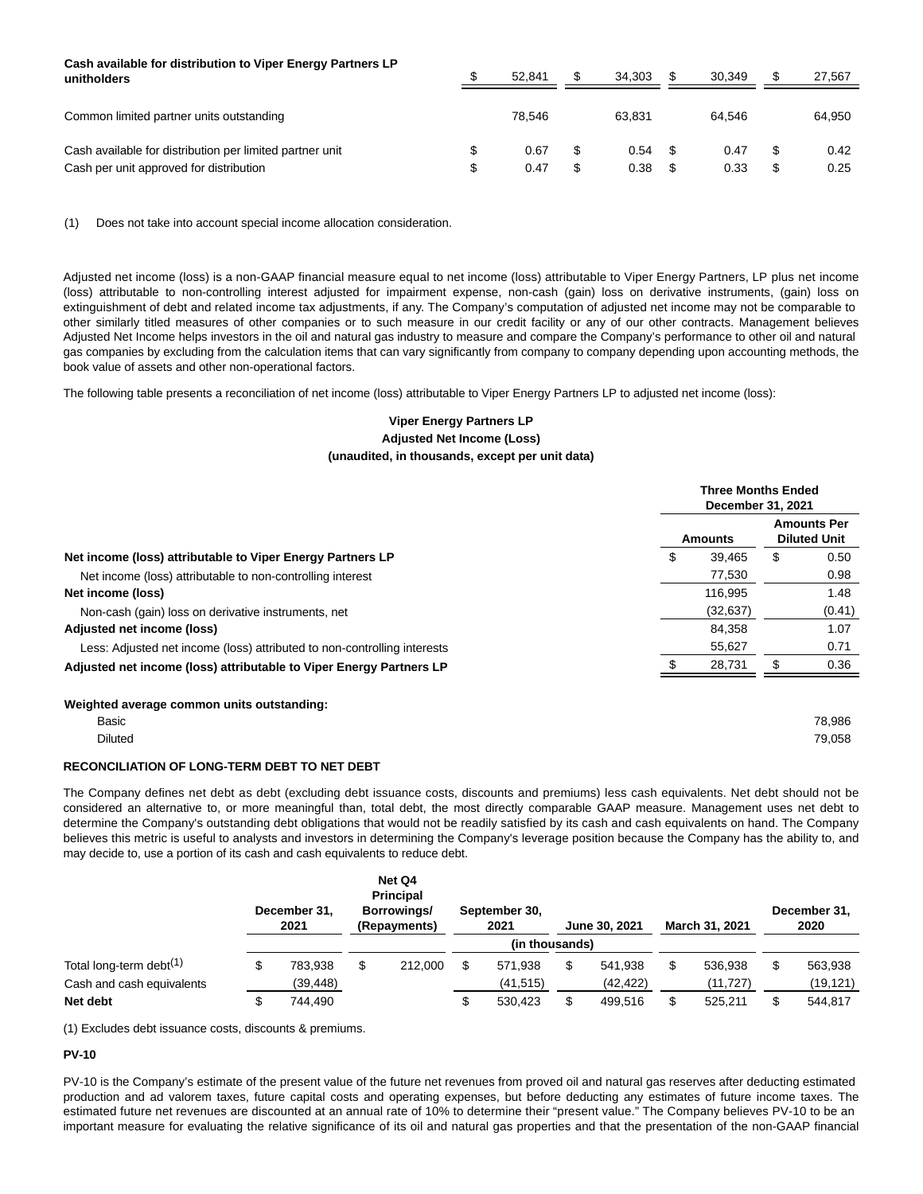| | | | | |
|---|---|---|---|---|
| **Cash available for distribution to Viper Energy Partners LP unitholders** | $ 52,841 | $ 34,303 | $ 30,349 | $ 27,567 |
| Common limited partner units outstanding | 78,546 | 63,831 | 64,546 | 64,950 |
| Cash available for distribution per limited partner unit | $ 0.67 | $ 0.54 | $ 0.47 | $ 0.42 |
| Cash per unit approved for distribution | $ 0.47 | $ 0.38 | $ 0.33 | $ 0.25 |

(1) Does not take into account special income allocation consideration.

Adjusted net income (loss) is a non-GAAP financial measure equal to net income (loss) attributable to Viper Energy Partners, LP plus net income (loss) attributable to non-controlling interest adjusted for impairment expense, non-cash (gain) loss on derivative instruments, (gain) loss on extinguishment of debt and related income tax adjustments, if any. The Company's computation of adjusted net income may not be comparable to other similarly titled measures of other companies or to such measure in our credit facility or any of our other contracts. Management believes Adjusted Net Income helps investors in the oil and natural gas industry to measure and compare the Company's performance to other oil and natural gas companies by excluding from the calculation items that can vary significantly from company to company depending upon accounting methods, the book value of assets and other non-operational factors.

The following table presents a reconciliation of net income (loss) attributable to Viper Energy Partners LP to adjusted net income (loss):

**Viper Energy Partners LP**
**Adjusted Net Income (Loss)**
**(unaudited, in thousands, except per unit data)**

| | Three Months Ended December 31, 2021 | |
|---|---|---|
| | **Amounts** | **Amounts Per Diluted Unit** |
| **Net income (loss) attributable to Viper Energy Partners LP** | $ 39,465 | $ 0.50 |
| Net income (loss) attributable to non-controlling interest | 77,530 | 0.98 |
| **Net income (loss)** | 116,995 | 1.48 |
| Non-cash (gain) loss on derivative instruments, net | (32,637) | (0.41) |
| **Adjusted net income (loss)** | 84,358 | 1.07 |
| Less: Adjusted net income (loss) attributed to non-controlling interests | 55,627 | 0.71 |
| **Adjusted net income (loss) attributable to Viper Energy Partners LP** | $ 28,731 | $ 0.36 |

| | |
|---|---|
| **Weighted average common units outstanding:** | |
| Basic | 78,986 |
| Diluted | 79,058 |

**RECONCILIATION OF LONG-TERM DEBT TO NET DEBT**

The Company defines net debt as debt (excluding debt issuance costs, discounts and premiums) less cash equivalents. Net debt should not be considered an alternative to, or more meaningful than, total debt, the most directly comparable GAAP measure. Management uses net debt to determine the Company's outstanding debt obligations that would not be readily satisfied by its cash and cash equivalents on hand. The Company believes this metric is useful to analysts and investors in determining the Company's leverage position because the Company has the ability to, and may decide to, use a portion of its cash and cash equivalents to reduce debt.

| | December 31, 2021 | Net Q4 Principal Borrowings/ (Repayments) | September 30, 2021 | June 30, 2021 | March 31, 2021 | December 31, 2020 |
|---|---|---|---|---|---|---|
| | | | (in thousands) | | | |
| Total long-term debt[(1)] | $ 783,938 | $ 212,000 | $ 571,938 | $ 541,938 | $ 536,938 | $ 563,938 |
| Cash and cash equivalents | (39,448) | | (41,515) | (42,422) | (11,727) | (19,121) |
| **Net debt** | $ 744,490 | | $ 530,423 | $ 499,516 | $ 525,211 | $ 544,817 |

(1) Excludes debt issuance costs, discounts & premiums.

**PV-10**

PV-10 is the Company's estimate of the present value of the future net revenues from proved oil and natural gas reserves after deducting estimated production and ad valorem taxes, future capital costs and operating expenses, but before deducting any estimates of future income taxes. The estimated future net revenues are discounted at an annual rate of 10% to determine their "present value." The Company believes PV-10 to be an important measure for evaluating the relative significance of its oil and natural gas properties and that the presentation of the non-GAAP financial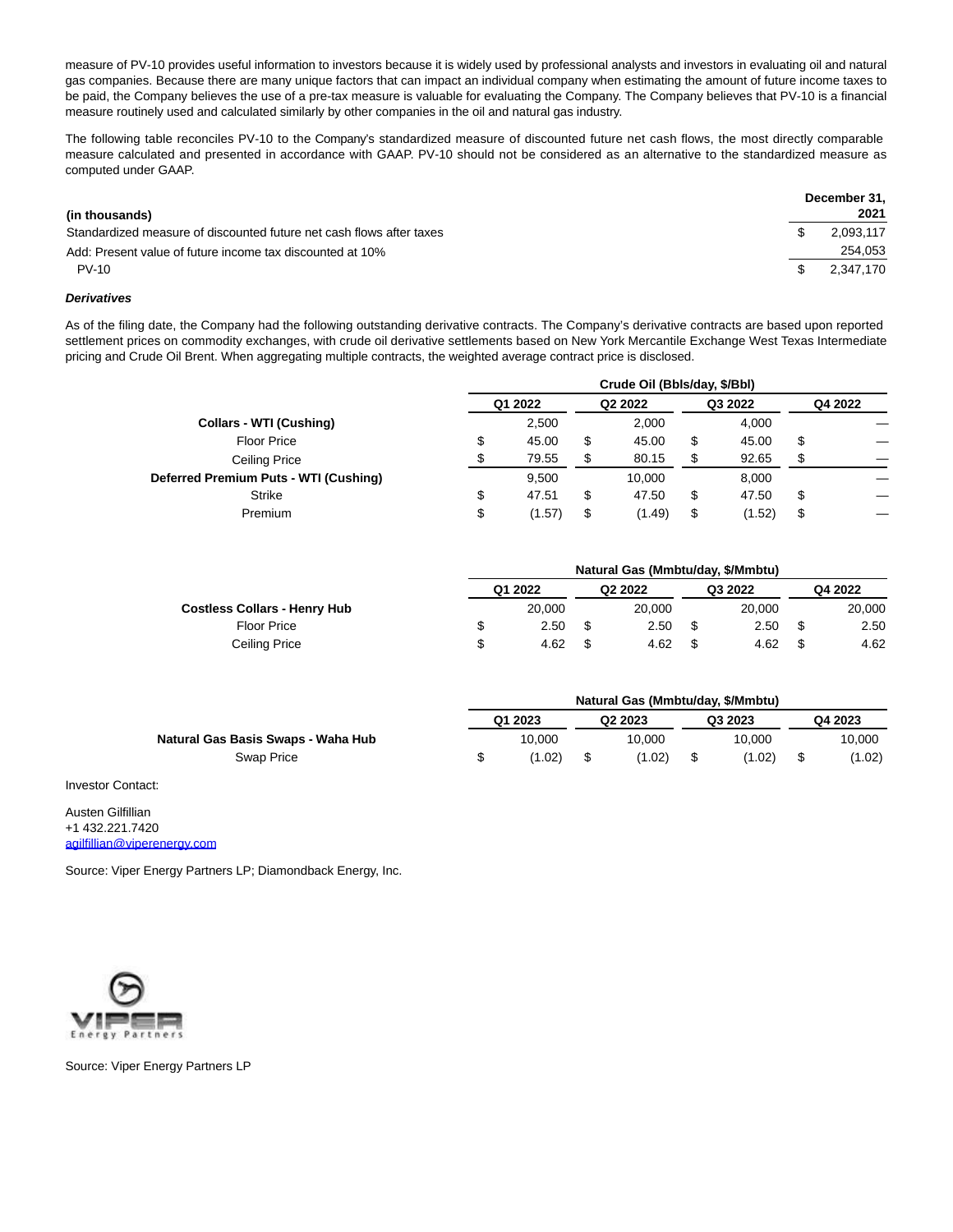measure of PV-10 provides useful information to investors because it is widely used by professional analysts and investors in evaluating oil and natural gas companies. Because there are many unique factors that can impact an individual company when estimating the amount of future income taxes to be paid, the Company believes the use of a pre-tax measure is valuable for evaluating the Company. The Company believes that PV-10 is a financial measure routinely used and calculated similarly by other companies in the oil and natural gas industry.

The following table reconciles PV-10 to the Company's standardized measure of discounted future net cash flows, the most directly comparable measure calculated and presented in accordance with GAAP. PV-10 should not be considered as an alternative to the standardized measure as computed under GAAP.

| (in thousands) | December 31, 2021 |
|---|---|
| Standardized measure of discounted future net cash flows after taxes | $ 2,093,117 |
| Add: Present value of future income tax discounted at 10% | 254,053 |
| PV-10 | $ 2,347,170 |

***Derivatives***

As of the filing date, the Company had the following outstanding derivative contracts. The Company's derivative contracts are based upon reported settlement prices on commodity exchanges, with crude oil derivative settlements based on New York Mercantile Exchange West Texas Intermediate pricing and Crude Oil Brent. When aggregating multiple contracts, the weighted average contract price is disclosed.

| | Crude Oil (Bbls/day, $/Bbl) | | | |
|---|---|---|---|---|
| | Q1 2022 | Q2 2022 | Q3 2022 | Q4 2022 |
| **Collars - WTI (Cushing)** | 2,500 | 2,000 | 4,000 | — |
| Floor Price | $ 45.00 | $ 45.00 | $ 45.00 | $ — |
| Ceiling Price | $ 79.55 | $ 80.15 | $ 92.65 | $ — |
| **Deferred Premium Puts - WTI (Cushing)** | 9,500 | 10,000 | 8,000 | — |
| Strike | $ 47.51 | $ 47.50 | $ 47.50 | $ — |
| Premium | $ (1.57) | $ (1.49) | $ (1.52) | $ — |

| | Natural Gas (Mmbtu/day, $/Mmbtu) | | | |
|---|---|---|---|---|
| | Q1 2022 | Q2 2022 | Q3 2022 | Q4 2022 |
| **Costless Collars - Henry Hub** | 20,000 | 20,000 | 20,000 | 20,000 |
| Floor Price | $ 2.50 | $ 2.50 | $ 2.50 | $ 2.50 |
| Ceiling Price | $ 4.62 | $ 4.62 | $ 4.62 | $ 4.62 |

| | Natural Gas (Mmbtu/day, $/Mmbtu) | | | |
|---|---|---|---|---|
| | Q1 2023 | Q2 2023 | Q3 2023 | Q4 2023 |
| **Natural Gas Basis Swaps - Waha Hub** | 10,000 | 10,000 | 10,000 | 10,000 |
| Swap Price | $ (1.02) | $ (1.02) | $ (1.02) | $ (1.02) |

Investor Contact:

Austen Gilfillian
+1 432.221.7420
agilfillian@viperenergy.com

Source: Viper Energy Partners LP; Diamondback Energy, Inc.

Source: Viper Energy Partners LP